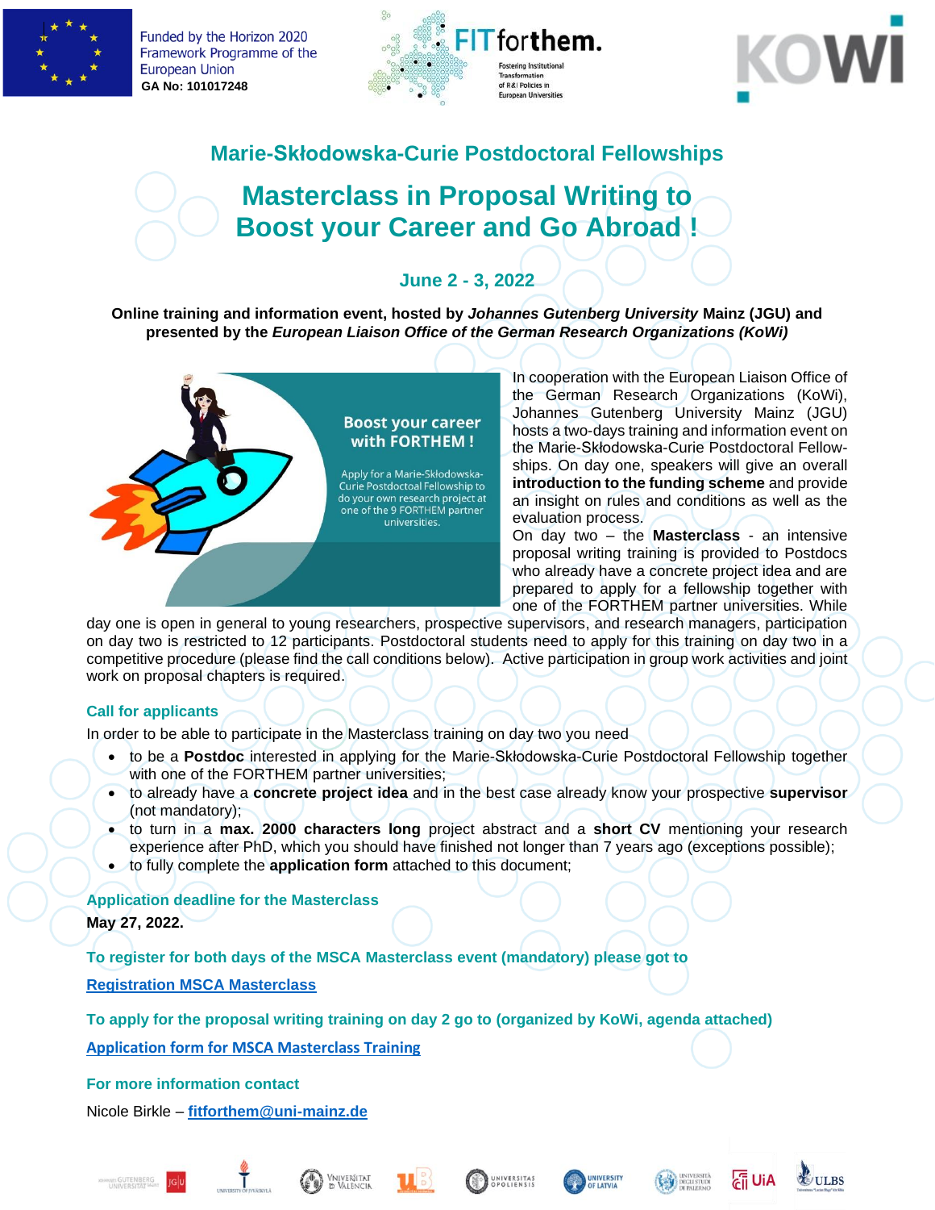Funded by the Horizon 2020 Framework Programme of the European Union
GA No: 101017248

## Marie-Skłodowska-Curie Postdoctoral Fellowships

# Masterclass in Proposal Writing to Boost your Career and Go Abroad !

### June 2 - 3, 2022

**Online training and information event, hosted by *Johannes Gutenberg University* Mainz (JGU) and presented by the *European Liaison Office of the German Research Organizations (KoWi)***

**Boost your career with FORTHEM !**

Apply for a Marie-Skłodowska-Curie Postdoctoral Fellowship to do your own research project at one of the 9 FORTHEM partner universities.

In cooperation with the European Liaison Office of the German Research Organizations (KoWi), Johannes Gutenberg University Mainz (JGU) hosts a two-days training and information event on the Marie-Skłodowska-Curie Postdoctoral Fellow-ships. On day one, speakers will give an overall **introduction to the funding scheme** and provide an insight on rules and conditions as well as the evaluation process.
On day two – the **Masterclass** - an intensive proposal writing training is provided to Postdocs who already have a concrete project idea and are prepared to apply for a fellowship together with one of the FORTHEM partner universities. While day one is open in general to young researchers, prospective supervisors, and research managers, participation on day two is restricted to 12 participants. Postdoctoral students need to apply for this training on day two in a competitive procedure (please find the call conditions below). Active participation in group work activities and joint work on proposal chapters is required.

### Call for applicants

In order to be able to participate in the Masterclass training on day two you need

- to be a **Postdoc** interested in applying for the Marie-Skłodowska-Curie Postdoctoral Fellowship together with one of the FORTHEM partner universities;
- to already have a **concrete project idea** and in the best case already know your prospective **supervisor** (not mandatory);
- to turn in a **max. 2000 characters long** project abstract and a **short CV** mentioning your research experience after PhD, which you should have finished not longer than 7 years ago (exceptions possible);
- to fully complete the **application form** attached to this document;

### Application deadline for the Masterclass

**May 27, 2022.**

### To register for both days of the MSCA Masterclass event (mandatory) please got to

Registration MSCA Masterclass

### To apply for the proposal writing training on day 2 go to (organized by KoWi, agenda attached)

Application form for MSCA Masterclass Training

### For more information contact

Nicole Birkle – **fitforthem@uni-mainz.de**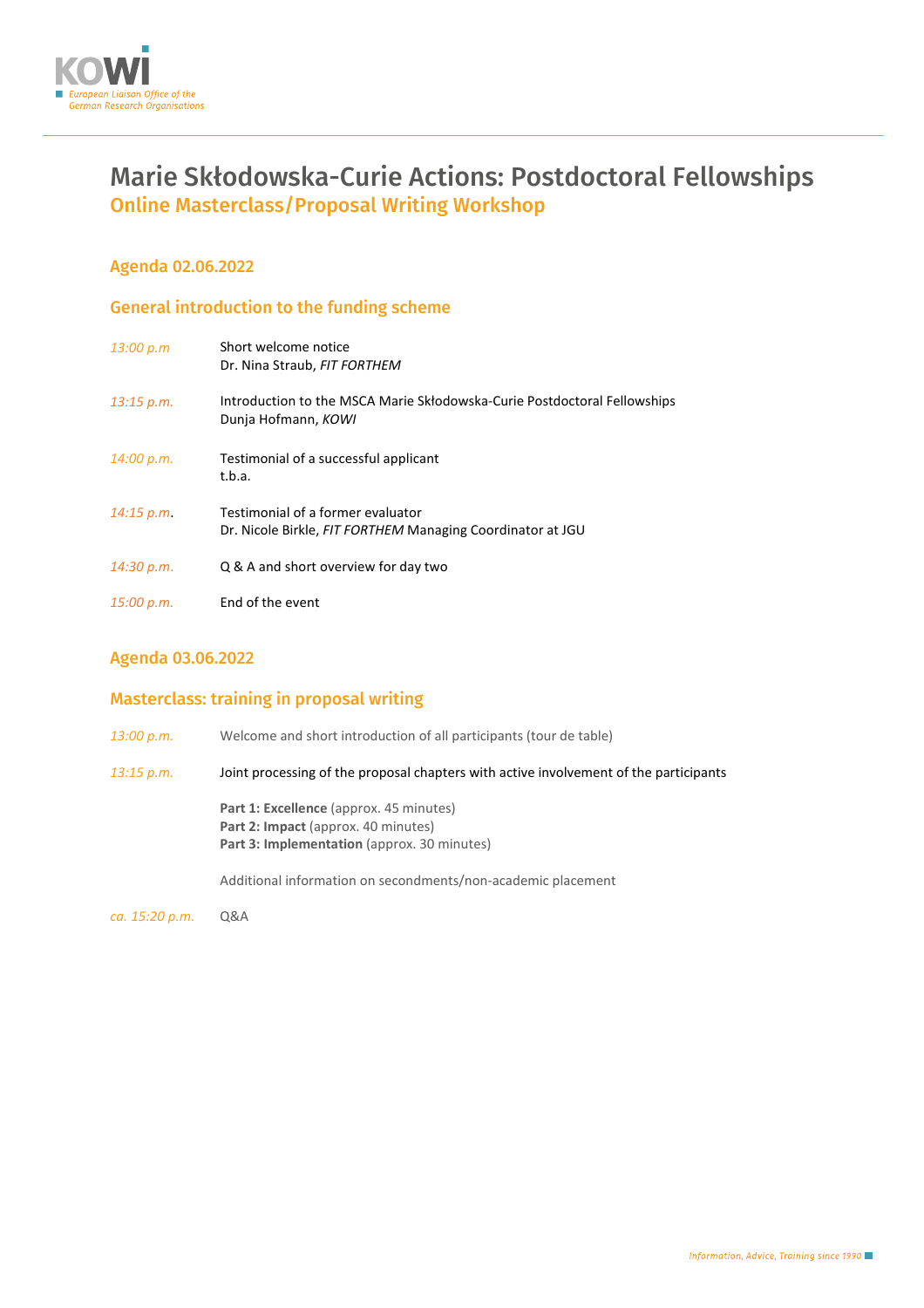# Marie Skłodowska-Curie Actions: Postdoctoral Fellowships

## Online Masterclass/Proposal Writing Workshop

### Agenda 02.06.2022

### General introduction to the funding scheme

*13:00 p.m* Short welcome notice
Dr. Nina Straub, *FIT FORTHEM*

*13:15 p.m.* Introduction to the MSCA Marie Skłodowska-Curie Postdoctoral Fellowships
Dunja Hofmann, *KOWI*

*14:00 p.m.* Testimonial of a successful applicant
t.b.a.

*14:15 p.m.* Testimonial of a former evaluator
Dr. Nicole Birkle, *FIT FORTHEM* Managing Coordinator at JGU

*14:30 p.m.* Q & A and short overview for day two

*15:00 p.m.* End of the event

### Agenda 03.06.2022

### Masterclass: training in proposal writing

*13:00 p.m.* Welcome and short introduction of all participants (tour de table)

*13:15 p.m.* Joint processing of the proposal chapters with active involvement of the participants

**Part 1: Excellence** (approx. 45 minutes)
**Part 2: Impact** (approx. 40 minutes)
**Part 3: Implementation** (approx. 30 minutes)

Additional information on secondments/non-academic placement

*ca. 15:20 p.m.* Q&A